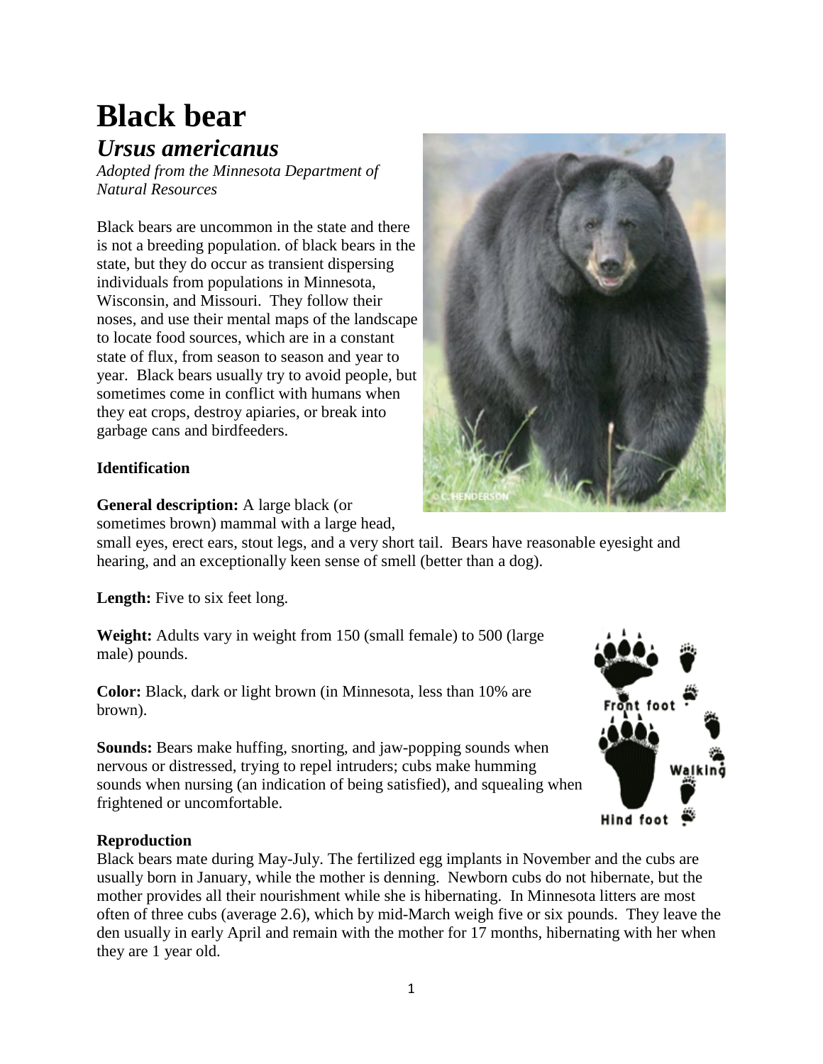# Black bear

## *Ursus americanus*

*Adopted from the Minnesota Department of Natural Resources*

Black bears are uncommon in the state and there is not a breeding population. of black bears in the state, but they do occur as transient dispersing individuals from populations in Minnesota, Wisconsin, and Missouri. They follow their noses, and use their mental maps of the landscape to locate food sources, which are in a constant state of flux, from season to season and year to year. Black bears usually try to avoid people, but sometimes come in conflict with humans when they eat crops, destroy apiaries, or break into garbage cans and birdfeeders.

### Identification

**General description:** A large black (or sometimes brown) mammal with a large head, small eyes, erect ears, stout legs, and a very short tail. Bears have reasonable eyesight and hearing, and an exceptionally keen sense of smell (better than a dog).

**Length:** Five to six feet long.

**Weight:** Adults vary in weight from 150 (small female) to 500 (large male) pounds.

**Color:** Black, dark or light brown (in Minnesota, less than 10% are brown).

**Sounds:** Bears make huffing, snorting, and jaw-popping sounds when nervous or distressed, trying to repel intruders; cubs make humming sounds when nursing (an indication of being satisfied), and squealing when frightened or uncomfortable.

### Reproduction

Black bears mate during May-July. The fertilized egg implants in November and the cubs are usually born in January, while the mother is denning. Newborn cubs do not hibernate, but the mother provides all their nourishment while she is hibernating. In Minnesota litters are most often of three cubs (average 2.6), which by mid-March weigh five or six pounds. They leave the den usually in early April and remain with the mother for 17 months, hibernating with her when they are 1 year old.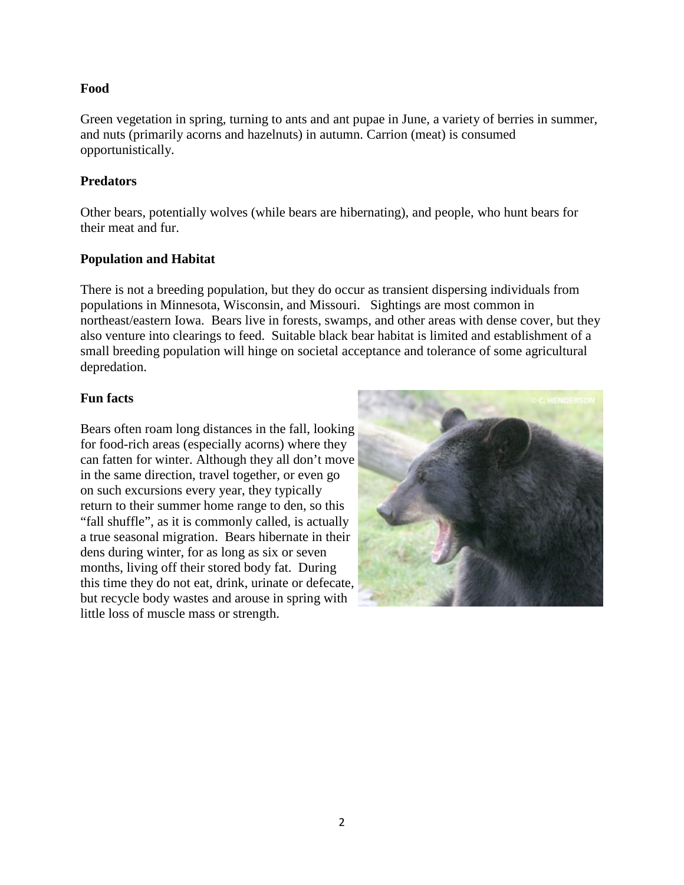**Food**

Green vegetation in spring, turning to ants and ant pupae in June, a variety of berries in summer, and nuts (primarily acorns and hazelnuts) in autumn. Carrion (meat) is consumed opportunistically.

**Predators**

Other bears, potentially wolves (while bears are hibernating), and people, who hunt bears for their meat and fur.

**Population and Habitat**

There is not a breeding population, but they do occur as transient dispersing individuals from populations in Minnesota, Wisconsin, and Missouri. Sightings are most common in northeast/eastern Iowa. Bears live in forests, swamps, and other areas with dense cover, but they also venture into clearings to feed. Suitable black bear habitat is limited and establishment of a small breeding population will hinge on societal acceptance and tolerance of some agricultural depredation.

**Fun facts**

Bears often roam long distances in the fall, looking for food-rich areas (especially acorns) where they can fatten for winter. Although they all don't move in the same direction, travel together, or even go on such excursions every year, they typically return to their summer home range to den, so this "fall shuffle", as it is commonly called, is actually a true seasonal migration. Bears hibernate in their dens during winter, for as long as six or seven months, living off their stored body fat. During this time they do not eat, drink, urinate or defecate, but recycle body wastes and arouse in spring with little loss of muscle mass or strength.